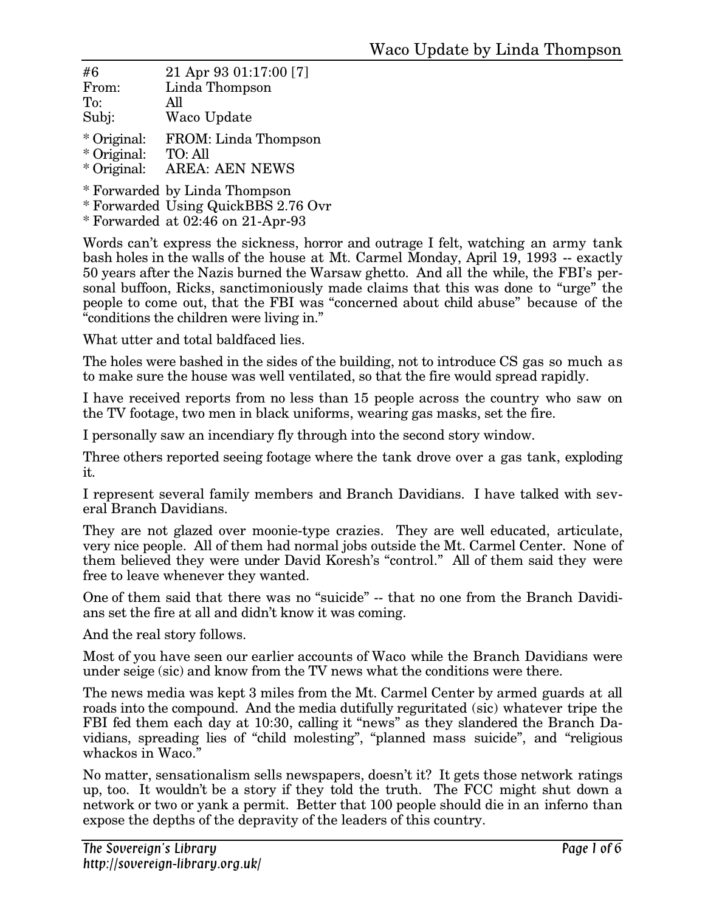| | |
|---|---|
| #6 | 21 Apr 93 01:17:00 [7] |
| From: | Linda Thompson |
| To: | All |
| Subj: | Waco Update |

\* Original: FROM: Linda Thompson
\* Original: TO: All
\* Original: AREA: AEN NEWS

\* Forwarded by Linda Thompson
\* Forwarded Using QuickBBS 2.76 Ovr
\* Forwarded at 02:46 on 21-Apr-93

Words can't express the sickness, horror and outrage I felt, watching an army tank bash holes in the walls of the house at Mt. Carmel Monday, April 19, 1993 -- exactly 50 years after the Nazis burned the Warsaw ghetto. And all the while, the FBI's personal buffoon, Ricks, sanctimoniously made claims that this was done to "urge" the people to come out, that the FBI was "concerned about child abuse" because of the "conditions the children were living in."

What utter and total baldfaced lies.

The holes were bashed in the sides of the building, not to introduce CS gas so much as to make sure the house was well ventilated, so that the fire would spread rapidly.

I have received reports from no less than 15 people across the country who saw on the TV footage, two men in black uniforms, wearing gas masks, set the fire.

I personally saw an incendiary fly through into the second story window.

Three others reported seeing footage where the tank drove over a gas tank, exploding it.

I represent several family members and Branch Davidians. I have talked with several Branch Davidians.

They are not glazed over moonie-type crazies. They are well educated, articulate, very nice people. All of them had normal jobs outside the Mt. Carmel Center. None of them believed they were under David Koresh's "control." All of them said they were free to leave whenever they wanted.

One of them said that there was no "suicide" -- that no one from the Branch Davidians set the fire at all and didn't know it was coming.

And the real story follows.

Most of you have seen our earlier accounts of Waco while the Branch Davidians were under seige (sic) and know from the TV news what the conditions were there.

The news media was kept 3 miles from the Mt. Carmel Center by armed guards at all roads into the compound. And the media dutifully reguritated (sic) whatever tripe the FBI fed them each day at 10:30, calling it "news" as they slandered the Branch Davidians, spreading lies of "child molesting", "planned mass suicide", and "religious whackos in Waco."

No matter, sensationalism sells newspapers, doesn't it? It gets those network ratings up, too. It wouldn't be a story if they told the truth. The FCC might shut down a network or two or yank a permit. Better that 100 people should die in an inferno than expose the depths of the depravity of the leaders of this country.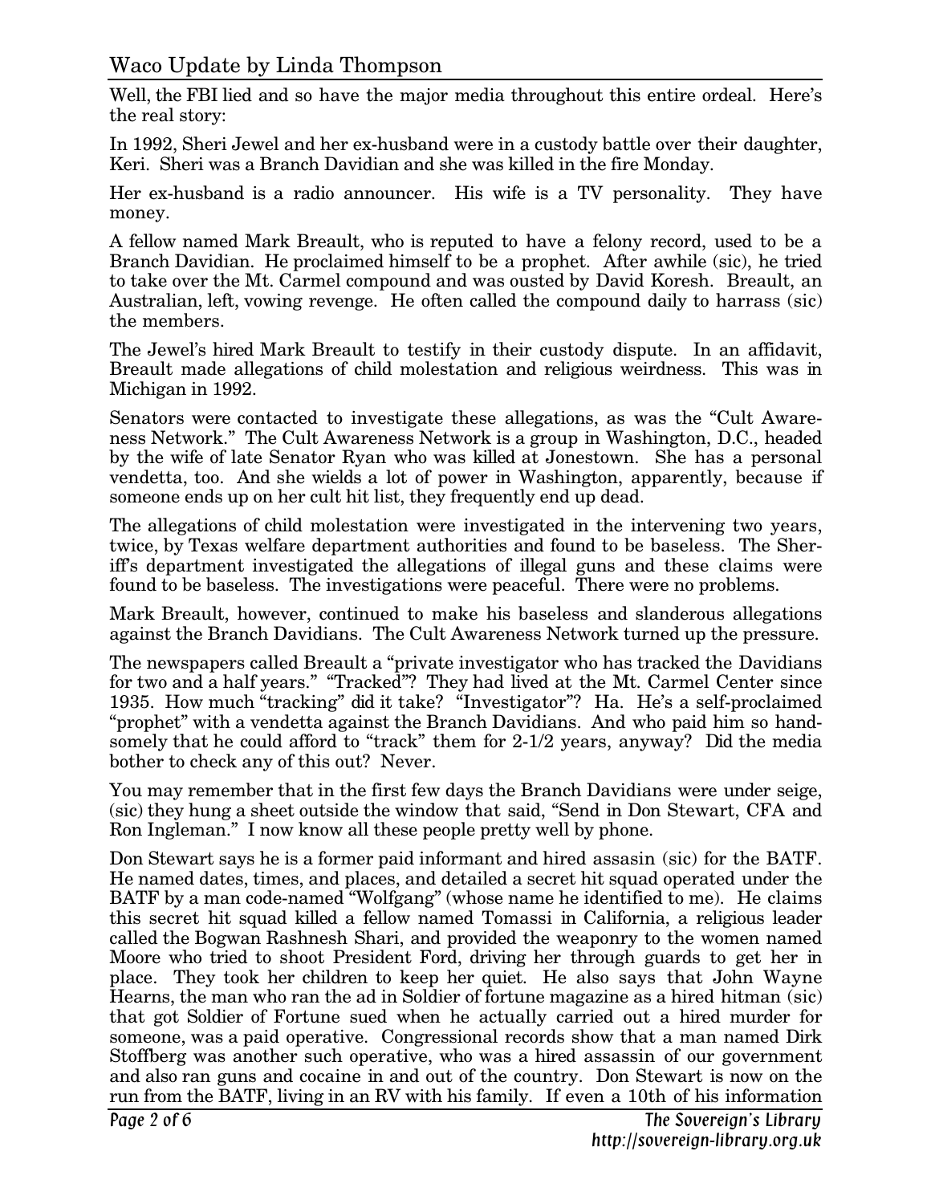Well, the FBI lied and so have the major media throughout this entire ordeal. Here's the real story:

In 1992, Sheri Jewel and her ex-husband were in a custody battle over their daughter, Keri. Sheri was a Branch Davidian and she was killed in the fire Monday.

Her ex-husband is a radio announcer. His wife is a TV personality. They have money.

A fellow named Mark Breault, who is reputed to have a felony record, used to be a Branch Davidian. He proclaimed himself to be a prophet. After awhile (sic), he tried to take over the Mt. Carmel compound and was ousted by David Koresh. Breault, an Australian, left, vowing revenge. He often called the compound daily to harrass (sic) the members.

The Jewel's hired Mark Breault to testify in their custody dispute. In an affidavit, Breault made allegations of child molestation and religious weirdness. This was in Michigan in 1992.

Senators were contacted to investigate these allegations, as was the "Cult Awareness Network." The Cult Awareness Network is a group in Washington, D.C., headed by the wife of late Senator Ryan who was killed at Jonestown. She has a personal vendetta, too. And she wields a lot of power in Washington, apparently, because if someone ends up on her cult hit list, they frequently end up dead.

The allegations of child molestation were investigated in the intervening two years, twice, by Texas welfare department authorities and found to be baseless. The Sheriff's department investigated the allegations of illegal guns and these claims were found to be baseless. The investigations were peaceful. There were no problems.

Mark Breault, however, continued to make his baseless and slanderous allegations against the Branch Davidians. The Cult Awareness Network turned up the pressure.

The newspapers called Breault a "private investigator who has tracked the Davidians for two and a half years." "Tracked"? They had lived at the Mt. Carmel Center since 1935. How much "tracking" did it take? "Investigator"? Ha. He's a self-proclaimed "prophet" with a vendetta against the Branch Davidians. And who paid him so handsomely that he could afford to "track" them for 2-1/2 years, anyway? Did the media bother to check any of this out? Never.

You may remember that in the first few days the Branch Davidians were under seige, (sic) they hung a sheet outside the window that said, "Send in Don Stewart, CFA and Ron Ingleman." I now know all these people pretty well by phone.

Don Stewart says he is a former paid informant and hired assasin (sic) for the BATF. He named dates, times, and places, and detailed a secret hit squad operated under the BATF by a man code-named "Wolfgang" (whose name he identified to me). He claims this secret hit squad killed a fellow named Tomassi in California, a religious leader called the Bogwan Rashnesh Shari, and provided the weaponry to the women named Moore who tried to shoot President Ford, driving her through guards to get her in place. They took her children to keep her quiet. He also says that John Wayne Hearns, the man who ran the ad in Soldier of fortune magazine as a hired hitman (sic) that got Soldier of Fortune sued when he actually carried out a hired murder for someone, was a paid operative. Congressional records show that a man named Dirk Stoffberg was another such operative, who was a hired assassin of our government and also ran guns and cocaine in and out of the country. Don Stewart is now on the run from the BATF, living in an RV with his family. If even a 10th of his information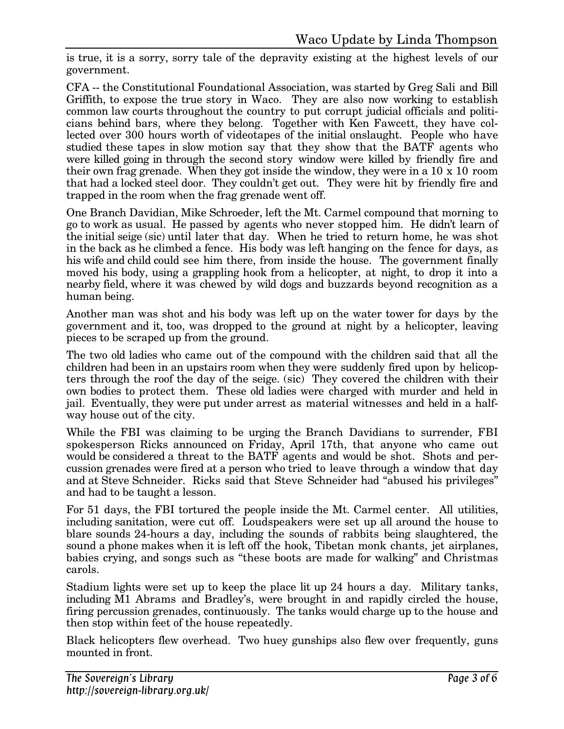is true, it is a sorry, sorry tale of the depravity existing at the highest levels of our government.

CFA -- the Constitutional Foundational Association, was started by Greg Sali and Bill Griffith, to expose the true story in Waco. They are also now working to establish common law courts throughout the country to put corrupt judicial officials and politicians behind bars, where they belong. Together with Ken Fawcett, they have collected over 300 hours worth of videotapes of the initial onslaught. People who have studied these tapes in slow motion say that they show that the BATF agents who were killed going in through the second story window were killed by friendly fire and their own frag grenade. When they got inside the window, they were in a 10 x 10 room that had a locked steel door. They couldn't get out. They were hit by friendly fire and trapped in the room when the frag grenade went off.

One Branch Davidian, Mike Schroeder, left the Mt. Carmel compound that morning to go to work as usual. He passed by agents who never stopped him. He didn't learn of the initial seige (sic) until later that day. When he tried to return home, he was shot in the back as he climbed a fence. His body was left hanging on the fence for days, as his wife and child could see him there, from inside the house. The government finally moved his body, using a grappling hook from a helicopter, at night, to drop it into a nearby field, where it was chewed by wild dogs and buzzards beyond recognition as a human being.

Another man was shot and his body was left up on the water tower for days by the government and it, too, was dropped to the ground at night by a helicopter, leaving pieces to be scraped up from the ground.

The two old ladies who came out of the compound with the children said that all the children had been in an upstairs room when they were suddenly fired upon by helicopters through the roof the day of the seige. (sic) They covered the children with their own bodies to protect them. These old ladies were charged with murder and held in jail. Eventually, they were put under arrest as material witnesses and held in a halfway house out of the city.

While the FBI was claiming to be urging the Branch Davidians to surrender, FBI spokesperson Ricks announced on Friday, April 17th, that anyone who came out would be considered a threat to the BATF agents and would be shot. Shots and percussion grenades were fired at a person who tried to leave through a window that day and at Steve Schneider. Ricks said that Steve Schneider had "abused his privileges" and had to be taught a lesson.

For 51 days, the FBI tortured the people inside the Mt. Carmel center. All utilities, including sanitation, were cut off. Loudspeakers were set up all around the house to blare sounds 24-hours a day, including the sounds of rabbits being slaughtered, the sound a phone makes when it is left off the hook, Tibetan monk chants, jet airplanes, babies crying, and songs such as "these boots are made for walking" and Christmas carols.

Stadium lights were set up to keep the place lit up 24 hours a day. Military tanks, including M1 Abrams and Bradley's, were brought in and rapidly circled the house, firing percussion grenades, continuously. The tanks would charge up to the house and then stop within feet of the house repeatedly.

Black helicopters flew overhead. Two huey gunships also flew over frequently, guns mounted in front.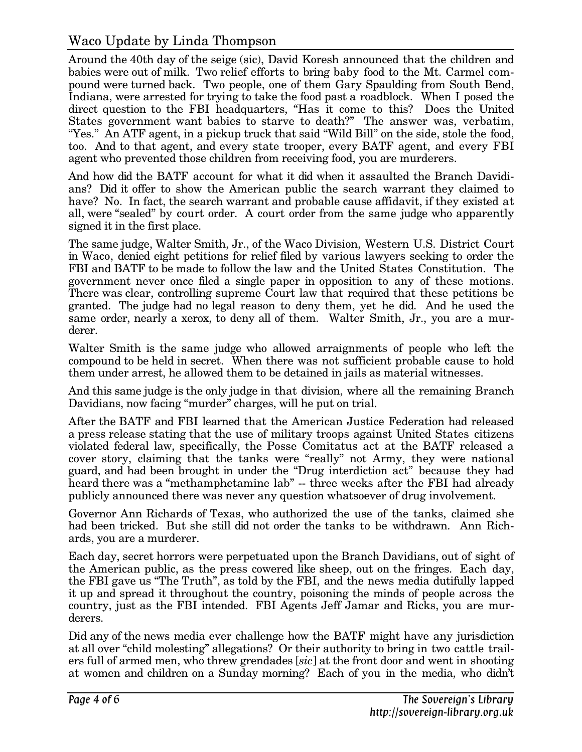Around the 40th day of the seige (sic), David Koresh announced that the children and babies were out of milk. Two relief efforts to bring baby food to the Mt. Carmel compound were turned back. Two people, one of them Gary Spaulding from South Bend, Indiana, were arrested for trying to take the food past a roadblock. When I posed the direct question to the FBI headquarters, "Has it come to this? Does the United States government want babies to starve to death?" The answer was, verbatim, "Yes." An ATF agent, in a pickup truck that said "Wild Bill" on the side, stole the food, too. And to that agent, and every state trooper, every BATF agent, and every FBI agent who prevented those children from receiving food, you are murderers.

And how did the BATF account for what it did when it assaulted the Branch Davidians? Did it offer to show the American public the search warrant they claimed to have? No. In fact, the search warrant and probable cause affidavit, if they existed at all, were "sealed" by court order. A court order from the same judge who apparently signed it in the first place.

The same judge, Walter Smith, Jr., of the Waco Division, Western U.S. District Court in Waco, denied eight petitions for relief filed by various lawyers seeking to order the FBI and BATF to be made to follow the law and the United States Constitution. The government never once filed a single paper in opposition to any of these motions. There was clear, controlling supreme Court law that required that these petitions be granted. The judge had no legal reason to deny them, yet he did. And he used the same order, nearly a xerox, to deny all of them. Walter Smith, Jr., you are a murderer.

Walter Smith is the same judge who allowed arraignments of people who left the compound to be held in secret. When there was not sufficient probable cause to hold them under arrest, he allowed them to be detained in jails as material witnesses.

And this same judge is the only judge in that division, where all the remaining Branch Davidians, now facing "murder" charges, will he put on trial.

After the BATF and FBI learned that the American Justice Federation had released a press release stating that the use of military troops against United States citizens violated federal law, specifically, the Posse Comitatus act at the BATF released a cover story, claiming that the tanks were "really" not Army, they were national guard, and had been brought in under the "Drug interdiction act" because they had heard there was a "methamphetamine lab" -- three weeks after the FBI had already publicly announced there was never any question whatsoever of drug involvement.

Governor Ann Richards of Texas, who authorized the use of the tanks, claimed she had been tricked. But she still did not order the tanks to be withdrawn. Ann Richards, you are a murderer.

Each day, secret horrors were perpetuated upon the Branch Davidians, out of sight of the American public, as the press cowered like sheep, out on the fringes. Each day, the FBI gave us "The Truth", as told by the FBI, and the news media dutifully lapped it up and spread it throughout the country, poisoning the minds of people across the country, just as the FBI intended. FBI Agents Jeff Jamar and Ricks, you are murderers.

Did any of the news media ever challenge how the BATF might have any jurisdiction at all over "child molesting" allegations? Or their authority to bring in two cattle trailers full of armed men, who threw grendades [*sic*] at the front door and went in shooting at women and children on a Sunday morning? Each of you in the media, who didn't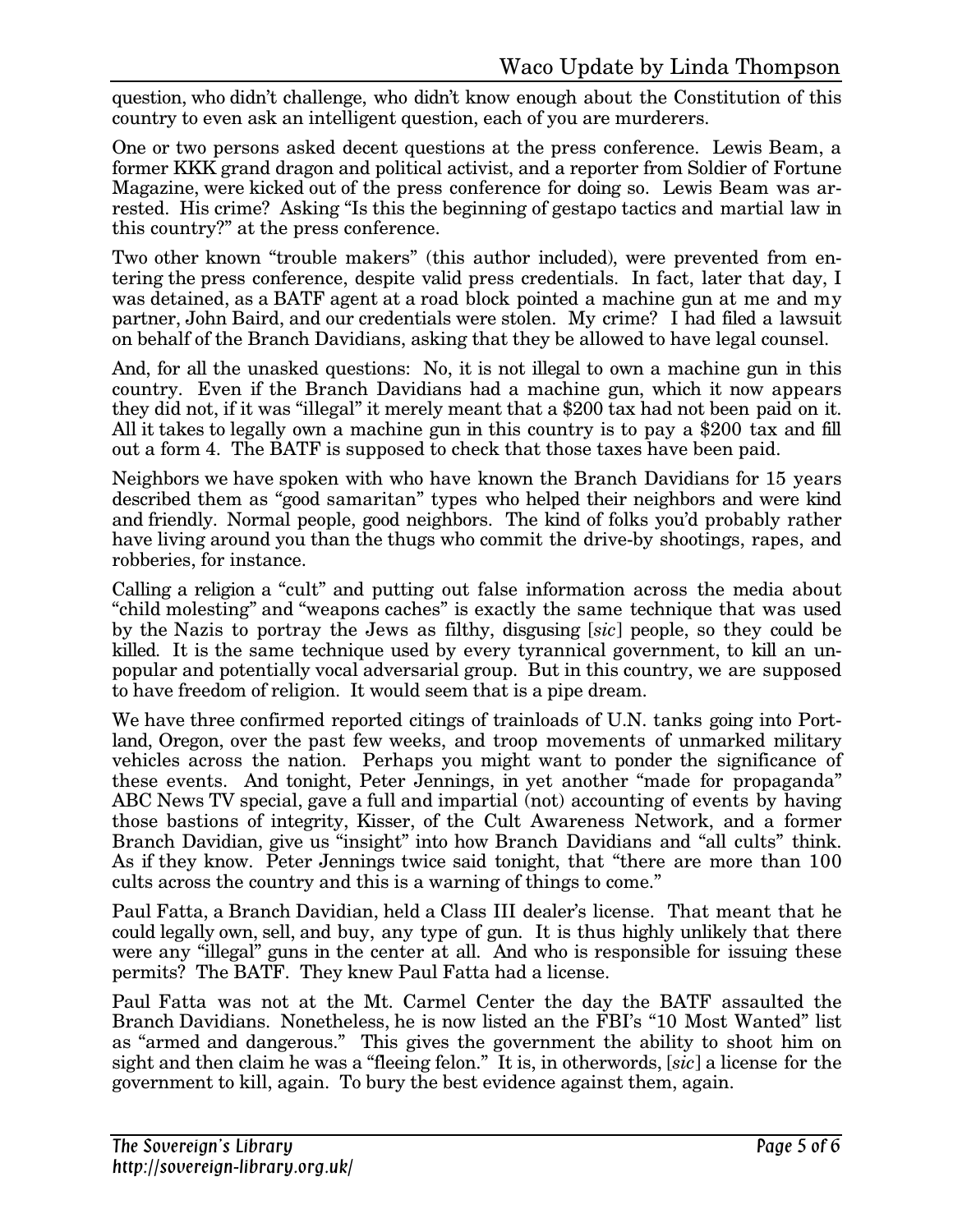question, who didn't challenge, who didn't know enough about the Constitution of this country to even ask an intelligent question, each of you are murderers.

One or two persons asked decent questions at the press conference. Lewis Beam, a former KKK grand dragon and political activist, and a reporter from Soldier of Fortune Magazine, were kicked out of the press conference for doing so. Lewis Beam was arrested. His crime? Asking "Is this the beginning of gestapo tactics and martial law in this country?" at the press conference.

Two other known "trouble makers" (this author included), were prevented from entering the press conference, despite valid press credentials. In fact, later that day, I was detained, as a BATF agent at a road block pointed a machine gun at me and my partner, John Baird, and our credentials were stolen. My crime? I had filed a lawsuit on behalf of the Branch Davidians, asking that they be allowed to have legal counsel.

And, for all the unasked questions: No, it is not illegal to own a machine gun in this country. Even if the Branch Davidians had a machine gun, which it now appears they did not, if it was "illegal" it merely meant that a $200 tax had not been paid on it. All it takes to legally own a machine gun in this country is to pay a $200 tax and fill out a form 4. The BATF is supposed to check that those taxes have been paid.

Neighbors we have spoken with who have known the Branch Davidians for 15 years described them as "good samaritan" types who helped their neighbors and were kind and friendly. Normal people, good neighbors. The kind of folks you'd probably rather have living around you than the thugs who commit the drive-by shootings, rapes, and robberies, for instance.

Calling a religion a "cult" and putting out false information across the media about "child molesting" and "weapons caches" is exactly the same technique that was used by the Nazis to portray the Jews as filthy, disgusing [*sic*] people, so they could be killed. It is the same technique used by every tyrannical government, to kill an unpopular and potentially vocal adversarial group. But in this country, we are supposed to have freedom of religion. It would seem that is a pipe dream.

We have three confirmed reported citings of trainloads of U.N. tanks going into Portland, Oregon, over the past few weeks, and troop movements of unmarked military vehicles across the nation. Perhaps you might want to ponder the significance of these events. And tonight, Peter Jennings, in yet another "made for propaganda" ABC News TV special, gave a full and impartial (not) accounting of events by having those bastions of integrity, Kisser, of the Cult Awareness Network, and a former Branch Davidian, give us "insight" into how Branch Davidians and "all cults" think. As if they know. Peter Jennings twice said tonight, that "there are more than 100 cults across the country and this is a warning of things to come."

Paul Fatta, a Branch Davidian, held a Class III dealer's license. That meant that he could legally own, sell, and buy, any type of gun. It is thus highly unlikely that there were any "illegal" guns in the center at all. And who is responsible for issuing these permits? The BATF. They knew Paul Fatta had a license.

Paul Fatta was not at the Mt. Carmel Center the day the BATF assaulted the Branch Davidians. Nonetheless, he is now listed an the FBI's "10 Most Wanted" list as "armed and dangerous." This gives the government the ability to shoot him on sight and then claim he was a "fleeing felon." It is, in otherwords, [*sic*] a license for the government to kill, again. To bury the best evidence against them, again.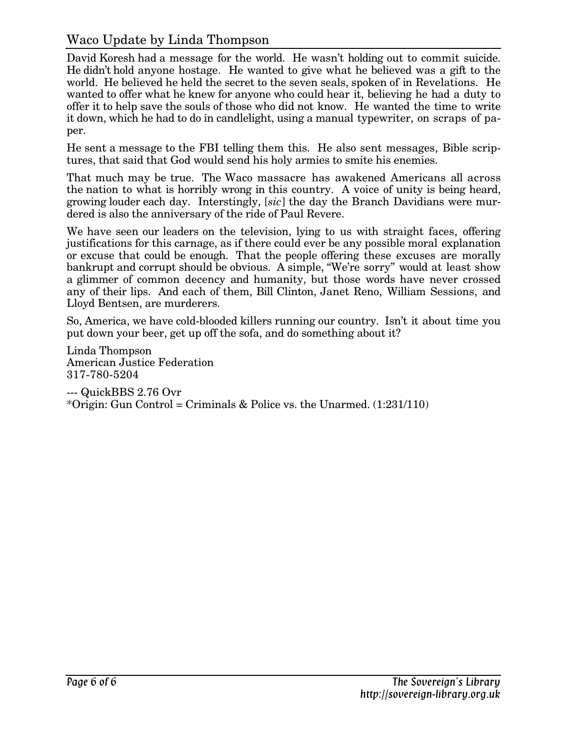## Waco Update by Linda Thompson

David Koresh had a message for the world. He wasn't holding out to commit suicide. He didn't hold anyone hostage. He wanted to give what he believed was a gift to the world. He believed he held the secret to the seven seals, spoken of in Revelations. He wanted to offer what he knew for anyone who could hear it, believing he had a duty to offer it to help save the souls of those who did not know. He wanted the time to write it down, which he had to do in candlelight, using a manual typewriter, on scraps of paper.

He sent a message to the FBI telling them this. He also sent messages, Bible scriptures, that said that God would send his holy armies to smite his enemies.

That much may be true. The Waco massacre has awakened Americans all across the nation to what is horribly wrong in this country. A voice of unity is being heard, growing louder each day. Interstingly, [*sic*] the day the Branch Davidians were murdered is also the anniversary of the ride of Paul Revere.

We have seen our leaders on the television, lying to us with straight faces, offering justifications for this carnage, as if there could ever be any possible moral explanation or excuse that could be enough. That the people offering these excuses are morally bankrupt and corrupt should be obvious. A simple, "We're sorry" would at least show a glimmer of common decency and humanity, but those words have never crossed any of their lips. And each of them, Bill Clinton, Janet Reno, William Sessions, and Lloyd Bentsen, are murderers.

So, America, we have cold-blooded killers running our country. Isn't it about time you put down your beer, get up off the sofa, and do something about it?

Linda Thompson
American Justice Federation
317-780-5204

--- QuickBBS 2.76 Ovr
*Origin: Gun Control = Criminals & Police vs. the Unarmed. (1:231/110)